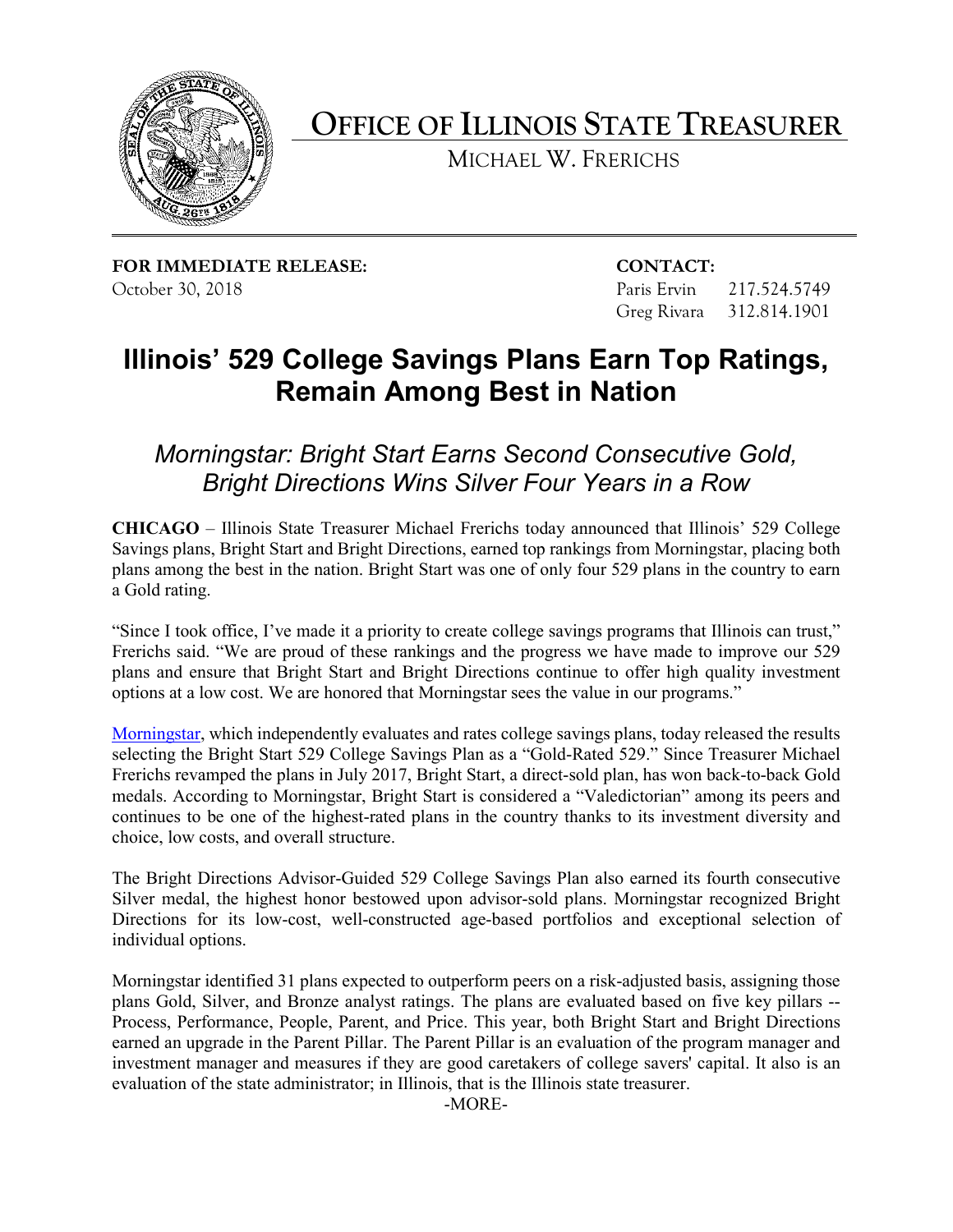# OFFICE OF ILLINOIS STATE TREASURER

MICHAEL W. FRERICHS

**FOR IMMEDIATE RELEASE:**
October 30, 2018

**CONTACT:**
Paris Ervin 217.524.5749
Greg Rivara 312.814.1901

# Illinois' 529 College Savings Plans Earn Top Ratings, Remain Among Best in Nation

## *Morningstar: Bright Start Earns Second Consecutive Gold, Bright Directions Wins Silver Four Years in a Row*

**CHICAGO** – Illinois State Treasurer Michael Frerichs today announced that Illinois' 529 College Savings plans, Bright Start and Bright Directions, earned top rankings from Morningstar, placing both plans among the best in the nation. Bright Start was one of only four 529 plans in the country to earn a Gold rating.

"Since I took office, I've made it a priority to create college savings programs that Illinois can trust," Frerichs said. "We are proud of these rankings and the progress we have made to improve our 529 plans and ensure that Bright Start and Bright Directions continue to offer high quality investment options at a low cost. We are honored that Morningstar sees the value in our programs."

Morningstar, which independently evaluates and rates college savings plans, today released the results selecting the Bright Start 529 College Savings Plan as a "Gold-Rated 529." Since Treasurer Michael Frerichs revamped the plans in July 2017, Bright Start, a direct-sold plan, has won back-to-back Gold medals. According to Morningstar, Bright Start is considered a "Valedictorian" among its peers and continues to be one of the highest-rated plans in the country thanks to its investment diversity and choice, low costs, and overall structure.

The Bright Directions Advisor-Guided 529 College Savings Plan also earned its fourth consecutive Silver medal, the highest honor bestowed upon advisor-sold plans. Morningstar recognized Bright Directions for its low-cost, well-constructed age-based portfolios and exceptional selection of individual options.

Morningstar identified 31 plans expected to outperform peers on a risk-adjusted basis, assigning those plans Gold, Silver, and Bronze analyst ratings. The plans are evaluated based on five key pillars -- Process, Performance, People, Parent, and Price. This year, both Bright Start and Bright Directions earned an upgrade in the Parent Pillar. The Parent Pillar is an evaluation of the program manager and investment manager and measures if they are good caretakers of college savers' capital. It also is an evaluation of the state administrator; in Illinois, that is the Illinois state treasurer.

-MORE-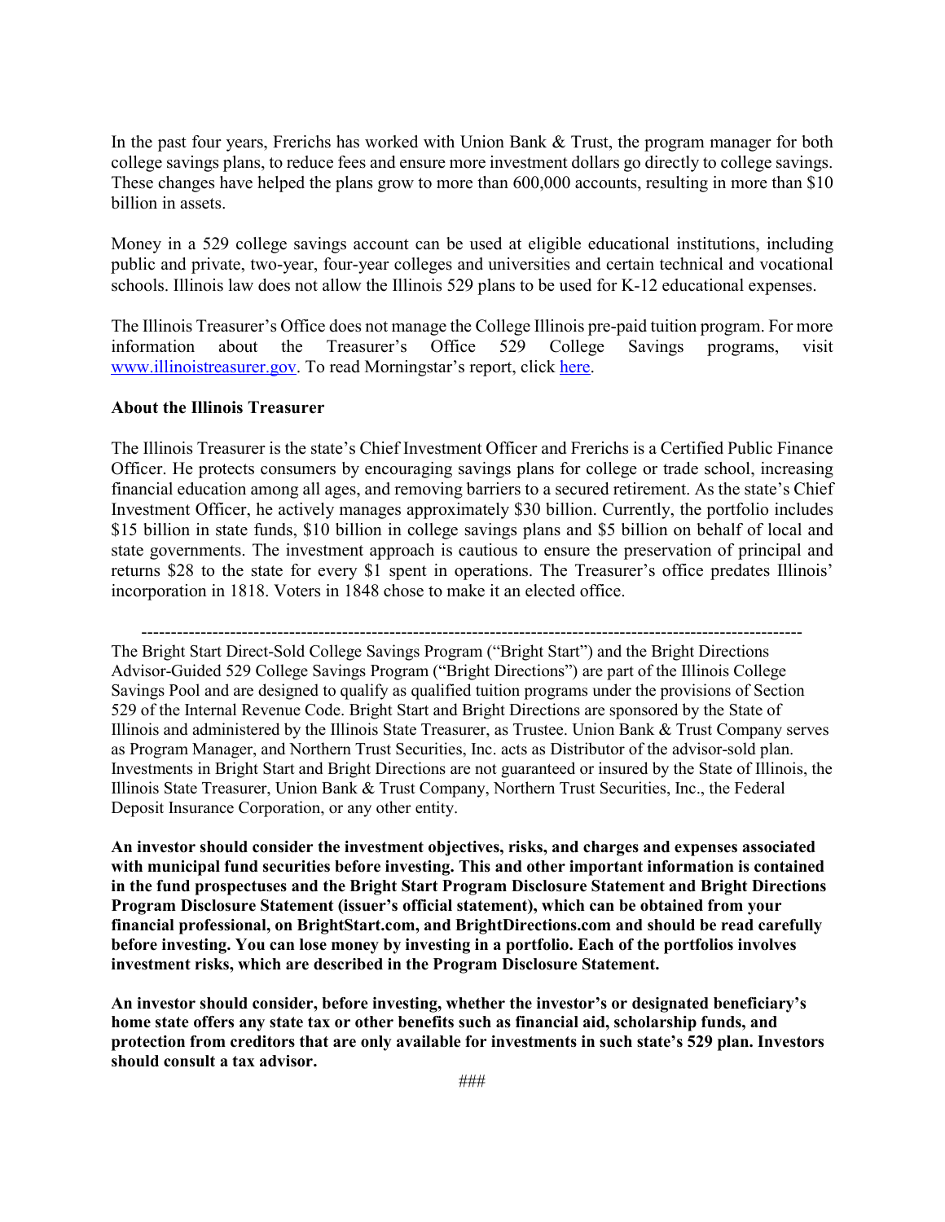In the past four years, Frerichs has worked with Union Bank & Trust, the program manager for both college savings plans, to reduce fees and ensure more investment dollars go directly to college savings. These changes have helped the plans grow to more than 600,000 accounts, resulting in more than $10 billion in assets.

Money in a 529 college savings account can be used at eligible educational institutions, including public and private, two-year, four-year colleges and universities and certain technical and vocational schools. Illinois law does not allow the Illinois 529 plans to be used for K-12 educational expenses.

The Illinois Treasurer's Office does not manage the College Illinois pre-paid tuition program. For more information about the Treasurer's Office 529 College Savings programs, visit [www.illinoistreasurer.gov](http://www.illinoistreasurer.gov). To read Morningstar's report, click here.

**About the Illinois Treasurer**

The Illinois Treasurer is the state's Chief Investment Officer and Frerichs is a Certified Public Finance Officer. He protects consumers by encouraging savings plans for college or trade school, increasing financial education among all ages, and removing barriers to a secured retirement. As the state's Chief Investment Officer, he actively manages approximately $30 billion. Currently, the portfolio includes $15 billion in state funds, $10 billion in college savings plans and $5 billion on behalf of local and state governments. The investment approach is cautious to ensure the preservation of principal and returns $28 to the state for every $1 spent in operations. The Treasurer's office predates Illinois' incorporation in 1818. Voters in 1848 chose to make it an elected office.

---

The Bright Start Direct-Sold College Savings Program ("Bright Start") and the Bright Directions Advisor-Guided 529 College Savings Program ("Bright Directions") are part of the Illinois College Savings Pool and are designed to qualify as qualified tuition programs under the provisions of Section 529 of the Internal Revenue Code. Bright Start and Bright Directions are sponsored by the State of Illinois and administered by the Illinois State Treasurer, as Trustee. Union Bank & Trust Company serves as Program Manager, and Northern Trust Securities, Inc. acts as Distributor of the advisor-sold plan. Investments in Bright Start and Bright Directions are not guaranteed or insured by the State of Illinois, the Illinois State Treasurer, Union Bank & Trust Company, Northern Trust Securities, Inc., the Federal Deposit Insurance Corporation, or any other entity.

**An investor should consider the investment objectives, risks, and charges and expenses associated with municipal fund securities before investing. This and other important information is contained in the fund prospectuses and the Bright Start Program Disclosure Statement and Bright Directions Program Disclosure Statement (issuer's official statement), which can be obtained from your financial professional, on BrightStart.com, and BrightDirections.com and should be read carefully before investing. You can lose money by investing in a portfolio. Each of the portfolios involves investment risks, which are described in the Program Disclosure Statement.**

**An investor should consider, before investing, whether the investor's or designated beneficiary's home state offers any state tax or other benefits such as financial aid, scholarship funds, and protection from creditors that are only available for investments in such state's 529 plan. Investors should consult a tax advisor.**

###